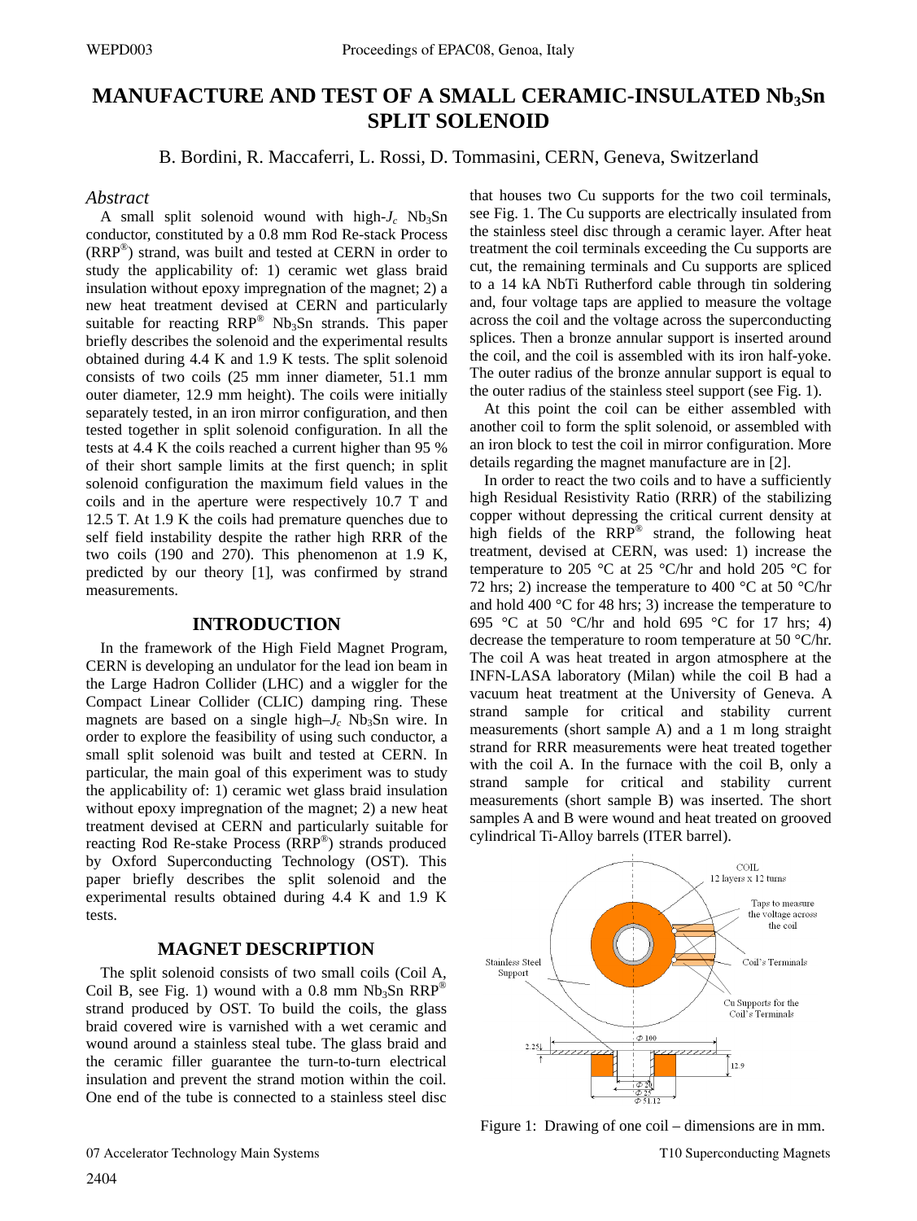# MANUFACTURE AND TEST OF A SMALL CERAMIC-INSULATED $Nb_3Sn$ SPLIT SOLENOID

B. Bordini, R. Maccaferri, L. Rossi, D. Tommasini, CERN, Geneva, Switzerland

## *Abstract*

A small split solenoid wound with high-$J_c$ $Nb_3Sn$ conductor, constituted by a 0.8 mm Rod Re-stack Process (RRP®) strand, was built and tested at CERN in order to study the applicability of: 1) ceramic wet glass braid insulation without epoxy impregnation of the magnet; 2) a new heat treatment devised at CERN and particularly suitable for reacting RRP® $Nb_3Sn$ strands. This paper briefly describes the solenoid and the experimental results obtained during 4.4 K and 1.9 K tests. The split solenoid consists of two coils (25 mm inner diameter, 51.1 mm outer diameter, 12.9 mm height). The coils were initially separately tested, in an iron mirror configuration, and then tested together in split solenoid configuration. In all the tests at 4.4 K the coils reached a current higher than 95 % of their short sample limits at the first quench; in split solenoid configuration the maximum field values in the coils and in the aperture were respectively 10.7 T and 12.5 T. At 1.9 K the coils had premature quenches due to self field instability despite the rather high RRR of the two coils (190 and 270). This phenomenon at 1.9 K, predicted by our theory [1], was confirmed by strand measurements.

## INTRODUCTION

In the framework of the High Field Magnet Program, CERN is developing an undulator for the lead ion beam in the Large Hadron Collider (LHC) and a wiggler for the Compact Linear Collider (CLIC) damping ring. These magnets are based on a single high–$J_c$ $Nb_3Sn$ wire. In order to explore the feasibility of using such conductor, a small split solenoid was built and tested at CERN. In particular, the main goal of this experiment was to study the applicability of: 1) ceramic wet glass braid insulation without epoxy impregnation of the magnet; 2) a new heat treatment devised at CERN and particularly suitable for reacting Rod Re-stake Process (RRP®) strands produced by Oxford Superconducting Technology (OST). This paper briefly describes the split solenoid and the experimental results obtained during 4.4 K and 1.9 K tests.

## MAGNET DESCRIPTION

The split solenoid consists of two small coils (Coil A, Coil B, see Fig. 1) wound with a 0.8 mm $Nb_3Sn$ RRP® strand produced by OST. To build the coils, the glass braid covered wire is varnished with a wet ceramic and wound around a stainless steal tube. The glass braid and the ceramic filler guarantee the turn-to-turn electrical insulation and prevent the strand motion within the coil. One end of the tube is connected to a stainless steel disc that houses two Cu supports for the two coil terminals, see Fig. 1. The Cu supports are electrically insulated from the stainless steel disc through a ceramic layer. After heat treatment the coil terminals exceeding the Cu supports are cut, the remaining terminals and Cu supports are spliced to a 14 kA NbTi Rutherford cable through tin soldering and, four voltage taps are applied to measure the voltage across the coil and the voltage across the superconducting splices. Then a bronze annular support is inserted around the coil, and the coil is assembled with its iron half-yoke. The outer radius of the bronze annular support is equal to the outer radius of the stainless steel support (see Fig. 1).

At this point the coil can be either assembled with another coil to form the split solenoid, or assembled with an iron block to test the coil in mirror configuration. More details regarding the magnet manufacture are in [2].

In order to react the two coils and to have a sufficiently high Residual Resistivity Ratio (RRR) of the stabilizing copper without depressing the critical current density at high fields of the RRP® strand, the following heat treatment, devised at CERN, was used: 1) increase the temperature to 205 °C at 25 °C/hr and hold 205 °C for 72 hrs; 2) increase the temperature to 400 °C at 50 °C/hr and hold 400 °C for 48 hrs; 3) increase the temperature to 695 °C at 50 °C/hr and hold 695 °C for 17 hrs; 4) decrease the temperature to room temperature at 50 °C/hr. The coil A was heat treated in argon atmosphere at the INFN-LASA laboratory (Milan) while the coil B had a vacuum heat treatment at the University of Geneva. A strand sample for critical and stability current measurements (short sample A) and a 1 m long straight strand for RRR measurements were heat treated together with the coil A. In the furnace with the coil B, only a strand sample for critical and stability current measurements (short sample B) was inserted. The short samples A and B were wound and heat treated on grooved cylindrical Ti-Alloy barrels (ITER barrel).

Figure 1: Drawing of one coil – dimensions are in mm.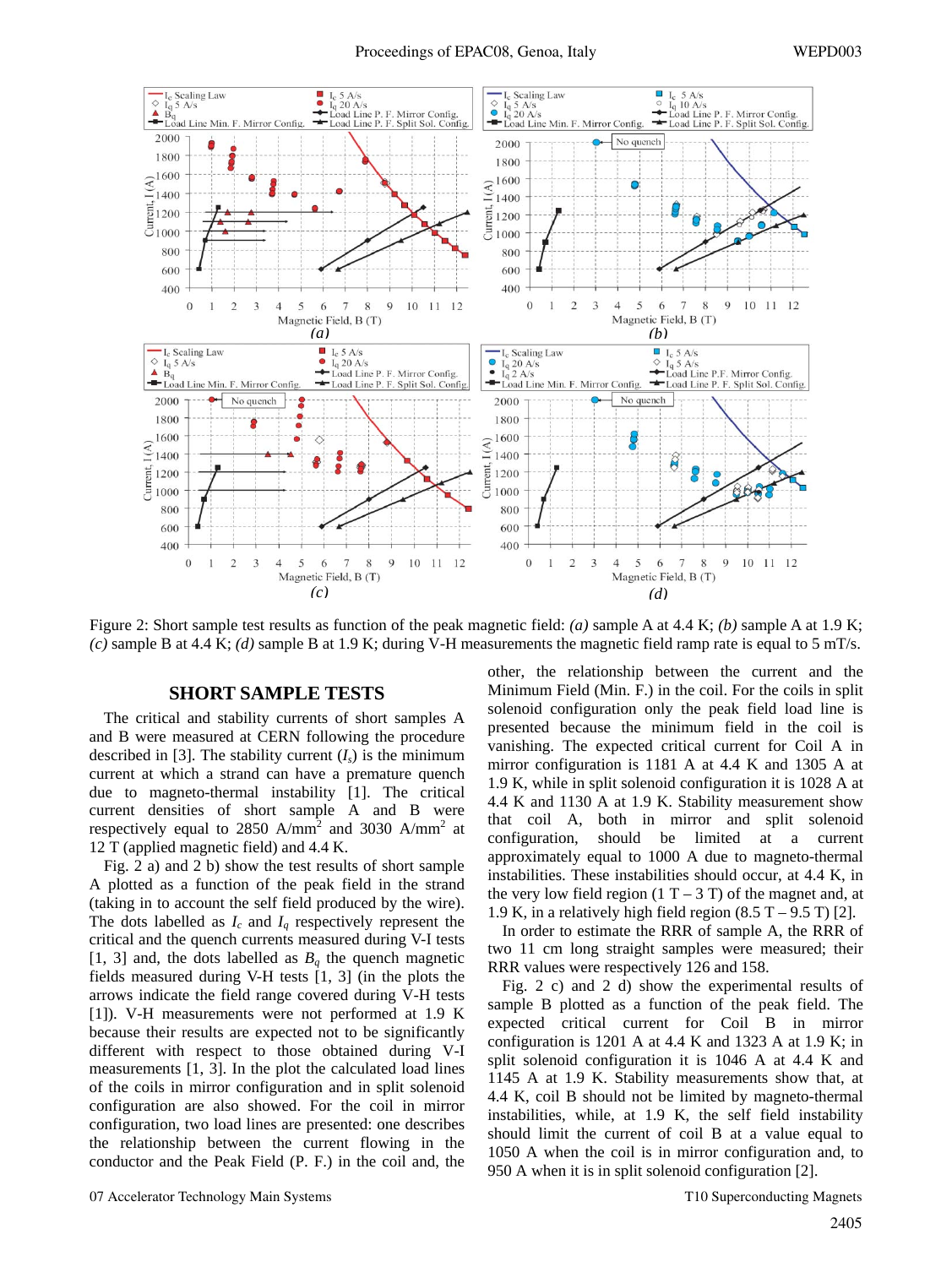Figure 2: Short sample test results as function of the peak magnetic field: *(a)* sample A at 4.4 K; *(b)* sample A at 1.9 K; *(c)* sample B at 4.4 K; *(d)* sample B at 1.9 K; during V-H measurements the magnetic field ramp rate is equal to 5 mT/s.

## SHORT SAMPLE TESTS

The critical and stability currents of short samples A and B were measured at CERN following the procedure described in [3]. The stability current ($I_s$) is the minimum current at which a strand can have a premature quench due to magneto-thermal instability [1]. The critical current densities of short sample A and B were respectively equal to 2850 A/mm$^2$ and 3030 A/mm$^2$ at 12 T (applied magnetic field) and 4.4 K.

Fig. 2 a) and 2 b) show the test results of short sample A plotted as a function of the peak field in the strand (taking in to account the self field produced by the wire). The dots labelled as $I_c$ and $I_q$ respectively represent the critical and the quench currents measured during V-I tests [1, 3] and, the dots labelled as $B_q$ the quench magnetic fields measured during V-H tests [1, 3] (in the plots the arrows indicate the field range covered during V-H tests [1]). V-H measurements were not performed at 1.9 K because their results are expected not to be significantly different with respect to those obtained during V-I measurements [1, 3]. In the plot the calculated load lines of the coils in mirror configuration and in split solenoid configuration are also showed. For the coil in mirror configuration, two load lines are presented: one describes the relationship between the current flowing in the conductor and the Peak Field (P. F.) in the coil and, the other, the relationship between the current and the Minimum Field (Min. F.) in the coil. For the coils in split solenoid configuration only the peak field load line is presented because the minimum field in the coil is vanishing. The expected critical current for Coil A in mirror configuration is 1181 A at 4.4 K and 1305 A at 1.9 K, while in split solenoid configuration it is 1028 A at 4.4 K and 1130 A at 1.9 K. Stability measurement show that coil A, both in mirror and split solenoid configuration, should be limited at a current approximately equal to 1000 A due to magneto-thermal instabilities. These instabilities should occur, at 4.4 K, in the very low field region (1 T – 3 T) of the magnet and, at 1.9 K, in a relatively high field region (8.5 T – 9.5 T) [2].

In order to estimate the RRR of sample A, the RRR of two 11 cm long straight samples were measured; their RRR values were respectively 126 and 158.

Fig. 2 c) and 2 d) show the experimental results of sample B plotted as a function of the peak field. The expected critical current for Coil B in mirror configuration is 1201 A at 4.4 K and 1323 A at 1.9 K; in split solenoid configuration it is 1046 A at 4.4 K and 1145 A at 1.9 K. Stability measurements show that, at 4.4 K, coil B should not be limited by magneto-thermal instabilities, while, at 1.9 K, the self field instability should limit the current of coil B at a value equal to 1050 A when the coil is in mirror configuration and, to 950 A when it is in split solenoid configuration [2].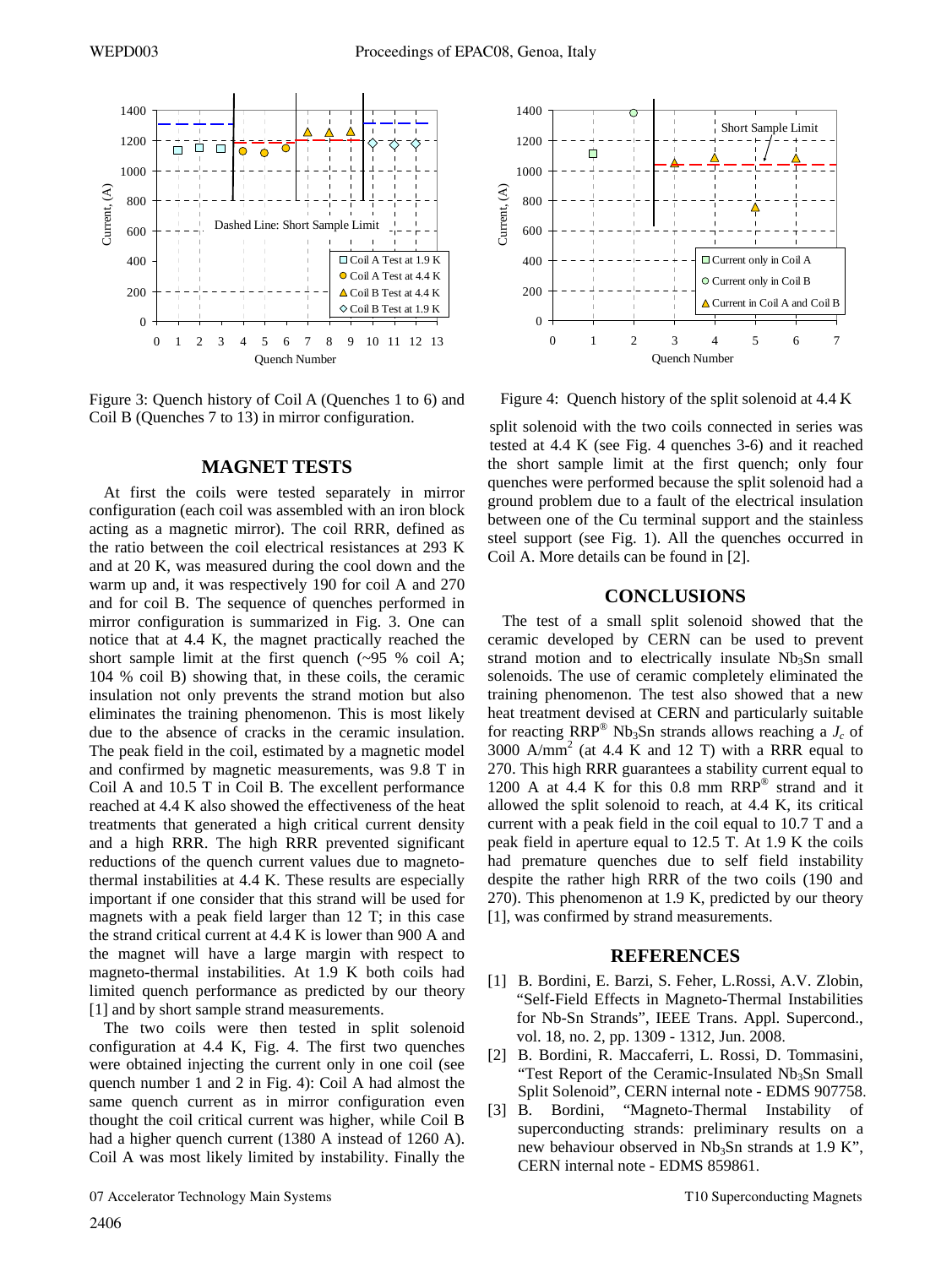1400
1200
1000
800
600
400
200
0
Current, (A)
Dashed Line: Short Sample Limit
Coil A Test at 1.9 K
Coil A Test at 4.4 K
Coil B Test at 4.4 K
Coil B Test at 1.9 K
0 1 2 3 4 5 6 7 8 9 10 11 12 13
Quench Number

Figure 3: Quench history of Coil A (Quenches 1 to 6) and Coil B (Quenches 7 to 13) in mirror configuration.

1400
1200
1000
800
600
400
200
0
Current, (A)
Short Sample Limit
Current only in Coil A
Current only in Coil B
Current in Coil A and Coil B
0 1 2 3 4 5 6 7
Quench Number

Figure 4: Quench history of the split solenoid at 4.4 K

## MAGNET TESTS

At first the coils were tested separately in mirror configuration (each coil was assembled with an iron block acting as a magnetic mirror). The coil RRR, defined as the ratio between the coil electrical resistances at 293 K and at 20 K, was measured during the cool down and the warm up and, it was respectively 190 for coil A and 270 and for coil B. The sequence of quenches performed in mirror configuration is summarized in Fig. 3. One can notice that at 4.4 K, the magnet practically reached the short sample limit at the first quench (~95 % coil A; 104 % coil B) showing that, in these coils, the ceramic insulation not only prevents the strand motion but also eliminates the training phenomenon. This is most likely due to the absence of cracks in the ceramic insulation. The peak field in the coil, estimated by a magnetic model and confirmed by magnetic measurements, was 9.8 T in Coil A and 10.5 T in Coil B. The excellent performance reached at 4.4 K also showed the effectiveness of the heat treatments that generated a high critical current density and a high RRR. The high RRR prevented significant reductions of the quench current values due to magneto-thermal instabilities at 4.4 K. These results are especially important if one consider that this strand will be used for magnets with a peak field larger than 12 T; in this case the strand critical current at 4.4 K is lower than 900 A and the magnet will have a large margin with respect to magneto-thermal instabilities. At 1.9 K both coils had limited quench performance as predicted by our theory [1] and by short sample strand measurements.

The two coils were then tested in split solenoid configuration at 4.4 K, Fig. 4. The first two quenches were obtained injecting the current only in one coil (see quench number 1 and 2 in Fig. 4): Coil A had almost the same quench current as in mirror configuration even thought the coil critical current was higher, while Coil B had a higher quench current (1380 A instead of 1260 A). Coil A was most likely limited by instability. Finally the split solenoid with the two coils connected in series was tested at 4.4 K (see Fig. 4 quenches 3-6) and it reached the short sample limit at the first quench; only four quenches were performed because the split solenoid had a ground problem due to a fault of the electrical insulation between one of the Cu terminal support and the stainless steel support (see Fig. 1). All the quenches occurred in Coil A. More details can be found in [2].

## CONCLUSIONS

The test of a small split solenoid showed that the ceramic developed by CERN can be used to prevent strand motion and to electrically insulate $Nb_3Sn$ small solenoids. The use of ceramic completely eliminated the training phenomenon. The test also showed that a new heat treatment devised at CERN and particularly suitable for reacting RRP® $Nb_3Sn$ strands allows reaching a $J_c$ of 3000 A/mm$^2$ (at 4.4 K and 12 T) with a RRR equal to 270. This high RRR guarantees a stability current equal to 1200 A at 4.4 K for this 0.8 mm RRP® strand and it allowed the split solenoid to reach, at 4.4 K, its critical current with a peak field in the coil equal to 10.7 T and a peak field in aperture equal to 12.5 T. At 1.9 K the coils had premature quenches due to self field instability despite the rather high RRR of the two coils (190 and 270). This phenomenon at 1.9 K, predicted by our theory [1], was confirmed by strand measurements.

## REFERENCES

[1] B. Bordini, E. Barzi, S. Feher, L.Rossi, A.V. Zlobin, "Self-Field Effects in Magneto-Thermal Instabilities for Nb-Sn Strands", IEEE Trans. Appl. Supercond., vol. 18, no. 2, pp. 1309 - 1312, Jun. 2008.

[2] B. Bordini, R. Maccaferri, L. Rossi, D. Tommasini, "Test Report of the Ceramic-Insulated $Nb_3Sn$ Small Split Solenoid", CERN internal note - EDMS 907758.

[3] B. Bordini, "Magneto-Thermal Instability of superconducting strands: preliminary results on a new behaviour observed in $Nb_3Sn$ strands at 1.9 K", CERN internal note - EDMS 859861.